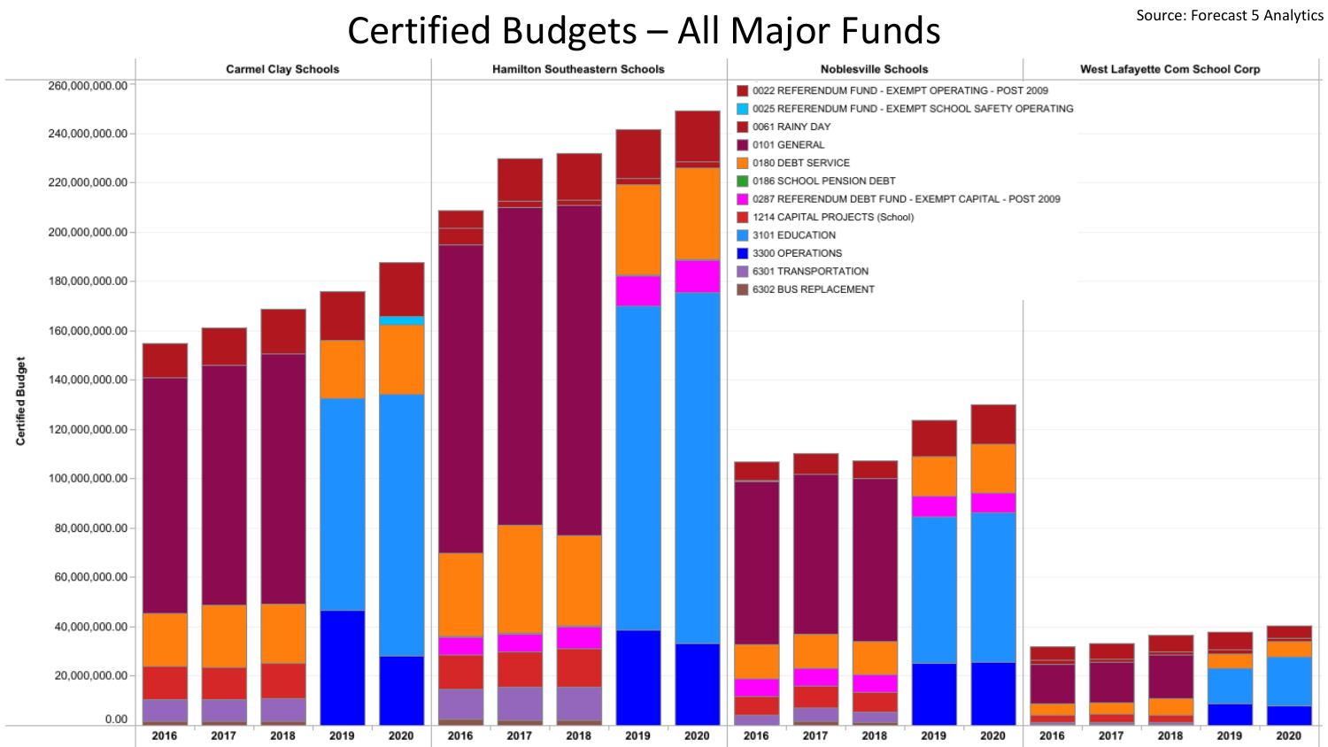# Certified Budgets – All Major Funds

Source: Forecast 5 Analytics

Certified Budget

Carmel Clay Schools | Hamilton Southeastern Schools | Noblesville Schools | West Lafayette Com School Corp

260,000,000.00
240,000,000.00
220,000,000.00
200,000,000.00
180,000,000.00
160,000,000.00
140,000,000.00
120,000,000.00
100,000,000.00
80,000,000.00
60,000,000.00
40,000,000.00
20,000,000.00
0.00

2016 2017 2018 2019 2020

- 0022 REFERENDUM FUND - EXEMPT OPERATING - POST 2009
- 0025 REFERENDUM FUND - EXEMPT SCHOOL SAFETY OPERATING
- 0061 RAINY DAY
- 0101 GENERAL
- 0180 DEBT SERVICE
- 0186 SCHOOL PENSION DEBT
- 0287 REFERENDUM DEBT FUND - EXEMPT CAPITAL - POST 2009
- 1214 CAPITAL PROJECTS (School)
- 3101 EDUCATION
- 3300 OPERATIONS
- 6301 TRANSPORTATION
- 6302 BUS REPLACEMENT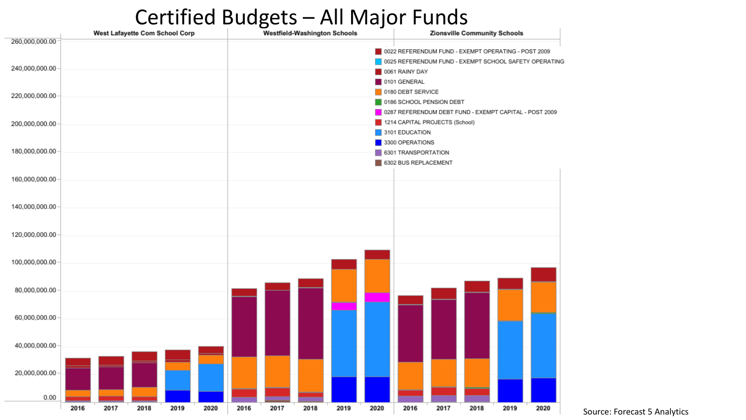# Certified Budgets – All Major Funds

| | West Lafayette Com School Corp | Westfield-Washington Schools | Zionsville Community Schools |
|---|---|---|---|

Legend:

- 0022 REFERENDUM FUND - EXEMPT OPERATING - POST 2009
- 0025 REFERENDUM FUND - EXEMPT SCHOOL SAFETY OPERATING
- 0061 RAINY DAY
- 0101 GENERAL
- 0180 DEBT SERVICE
- 0186 SCHOOL PENSION DEBT
- 0287 REFERENDUM DEBT FUND - EXEMPT CAPITAL - POST 2009
- 1214 CAPITAL PROJECTS (School)
- 3101 EDUCATION
- 3300 OPERATIONS
- 6301 TRANSPORTATION
- 6302 BUS REPLACEMENT

Y-axis: 0.00 – 260,000,000.00

X-axis (each district): 2016, 2017, 2018, 2019, 2020

Source: Forecast 5 Analytics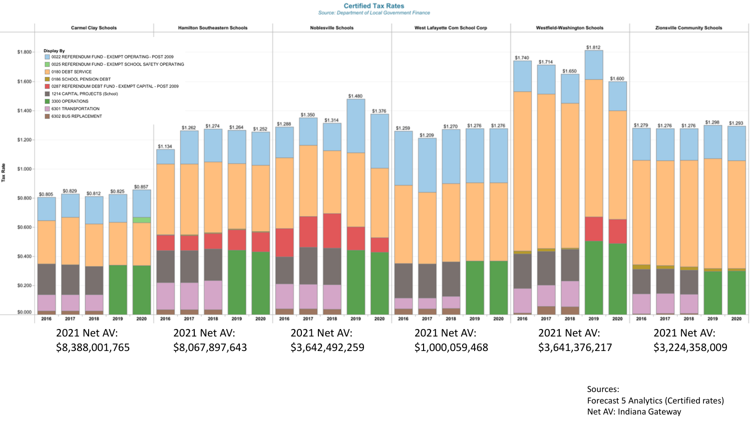# Certified Tax Rates

*Source: Department of Local Government Finance*

Carmel Clay Schools | Hamilton Southeastern Schools | Noblesville Schools | West Lafayette Com School Corp | Westfield-Washington Schools | Zionsville Community Schools

Display By
- 0022 REFERENDUM FUND - EXEMPT OPERATING - POST 2009
- 0025 REFERENDUM FUND - EXEMPT SCHOOL SAFETY OPERATING
- 0180 DEBT SERVICE
- 0186 SCHOOL PENSION DEBT
- 0287 REFERENDUM DEBT FUND - EXEMPT CAPITAL - POST 2009
- 1214 CAPITAL PROJECTS (School)
- 3300 OPERATIONS
- 6301 TRANSPORTATION
- 6302 BUS REPLACEMENT

Tax Rate

$1.800
$1.600
$1.400
$1.200
$1.000
$0.800
$0.600
$0.400
$0.200
$0.000

Carmel Clay Schools: 2016 $0.805, 2017 $0.829, 2018 $0.812, 2019 $0.825, 2020 $0.857

Hamilton Southeastern Schools: 2016 $1.134, 2017 $1.262, 2018 $1.274, 2019 $1.264, 2020 $1.252

Noblesville Schools: 2016 $1.288, 2017 $1.350, 2018 $1.314, 2019 $1.480, 2020 $1.376

West Lafayette Com School Corp: 2016 $1.259, 2017 $1.209, 2018 $1.270, 2019 $1.276, 2020 $1.276

Westfield-Washington Schools: 2016 $1.740, 2017 $1.714, 2018 $1.650, 2019 $1.812, 2020 $1.600

Zionsville Community Schools: 2016 $1.279, 2017 $1.276, 2018 $1.276, 2019 $1.298, 2020 $1.293

2021 Net AV: $8,388,001,765

2021 Net AV: $8,067,897,643

2021 Net AV: $3,642,492,259

2021 Net AV: $1,000,059,468

2021 Net AV: $3,641,376,217

2021 Net AV: $3,224,358,009

Sources:
Forecast 5 Analytics (Certified rates)
Net AV: Indiana Gateway